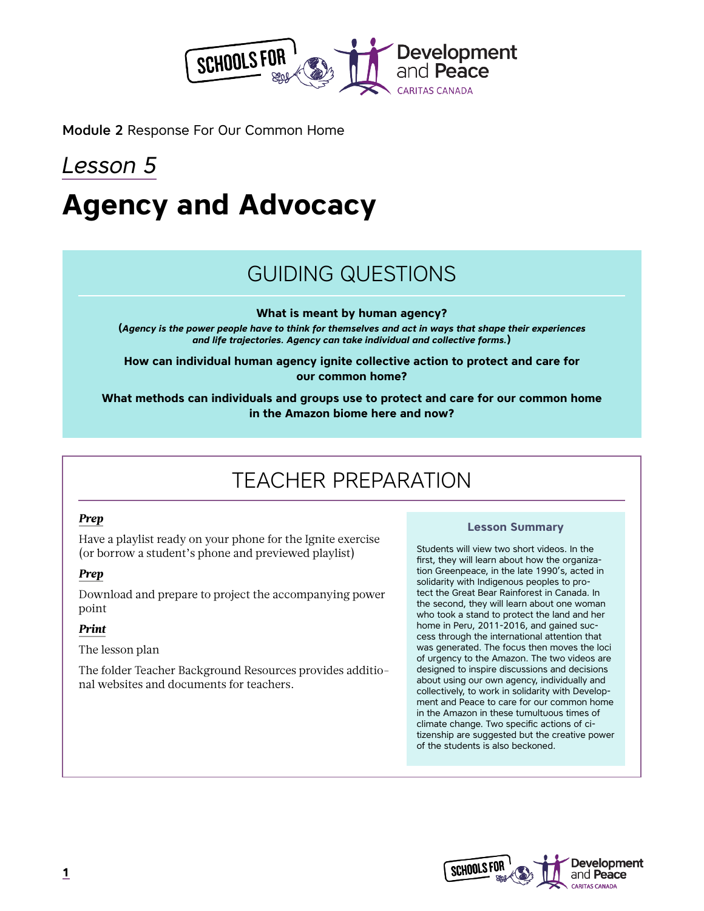**Module 2** Response For Our Common Home

*Lesson 5*

# Agency and Advocacy

## GUIDING QUESTIONS

**What is meant by human agency?**

**(*Agency is the power people have to think for themselves and act in ways that shape their experiences and life trajectories. Agency can take individual and collective forms.*)**

**How can individual human agency ignite collective action to protect and care for our common home?**

**What methods can individuals and groups use to protect and care for our common home in the Amazon biome here and now?**

## TEACHER PREPARATION

***Prep***

Have a playlist ready on your phone for the Ignite exercise (or borrow a student's phone and previewed playlist)

***Prep***

Download and prepare to project the accompanying power point

***Print***

The lesson plan

The folder Teacher Background Resources provides additional websites and documents for teachers.

### Lesson Summary

Students will view two short videos. In the first, they will learn about how the organization Greenpeace, in the late 1990's, acted in solidarity with Indigenous peoples to protect the Great Bear Rainforest in Canada. In the second, they will learn about one woman who took a stand to protect the land and her home in Peru, 2011-2016, and gained success through the international attention that was generated. The focus then moves the loci of urgency to the Amazon. The two videos are designed to inspire discussions and decisions about using our own agency, individually and collectively, to work in solidarity with Development and Peace to care for our common home in the Amazon in these tumultuous times of climate change. Two specific actions of citizenship are suggested but the creative power of the students is also beckoned.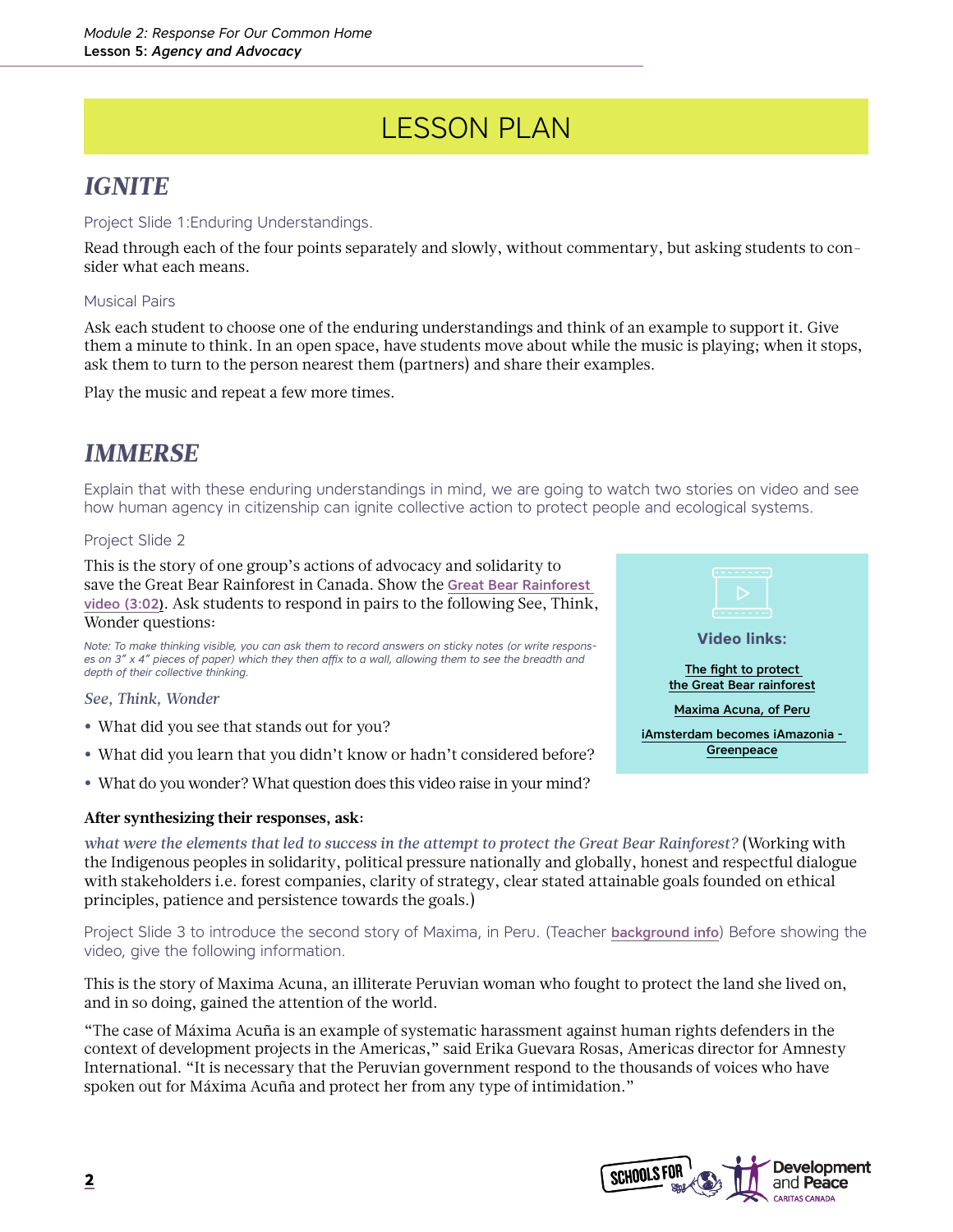# LESSON PLAN

## *IGNITE*

Project Slide 1:Enduring Understandings.

Read through each of the four points separately and slowly, without commentary, but asking students to consider what each means.

Musical Pairs

Ask each student to choose one of the enduring understandings and think of an example to support it. Give them a minute to think. In an open space, have students move about while the music is playing; when it stops, ask them to turn to the person nearest them (partners) and share their examples.

Play the music and repeat a few more times.

## *IMMERSE*

Explain that with these enduring understandings in mind, we are going to watch two stories on video and see how human agency in citizenship can ignite collective action to protect people and ecological systems.

Project Slide 2

This is the story of one group's actions of advocacy and solidarity to save the Great Bear Rainforest in Canada. Show the Great Bear Rainforest video (3:02). Ask students to respond in pairs to the following See, Think, Wonder questions:

*Note: To make thinking visible, you can ask them to record answers on sticky notes (or write responses on 3" x 4" pieces of paper) which they then affix to a wall, allowing them to see the breadth and depth of their collective thinking.*

*See, Think, Wonder*

- What did you see that stands out for you?
- What did you learn that you didn't know or hadn't considered before?
- What do you wonder? What question does this video raise in your mind?

**Video links:**

The fight to protect the Great Bear rainforest

Maxima Acuna, of Peru

iAmsterdam becomes iAmazonia - Greenpeace

**After synthesizing their responses, ask:**

*what were the elements that led to success in the attempt to protect the Great Bear Rainforest?* (Working with the Indigenous peoples in solidarity, political pressure nationally and globally, honest and respectful dialogue with stakeholders i.e. forest companies, clarity of strategy, clear stated attainable goals founded on ethical principles, patience and persistence towards the goals.)

Project Slide 3 to introduce the second story of Maxima, in Peru. (Teacher background info) Before showing the video, give the following information.

This is the story of Maxima Acuna, an illiterate Peruvian woman who fought to protect the land she lived on, and in so doing, gained the attention of the world.

"The case of Máxima Acuña is an example of systematic harassment against human rights defenders in the context of development projects in the Americas," said Erika Guevara Rosas, Americas director for Amnesty International. "It is necessary that the Peruvian government respond to the thousands of voices who have spoken out for Máxima Acuña and protect her from any type of intimidation."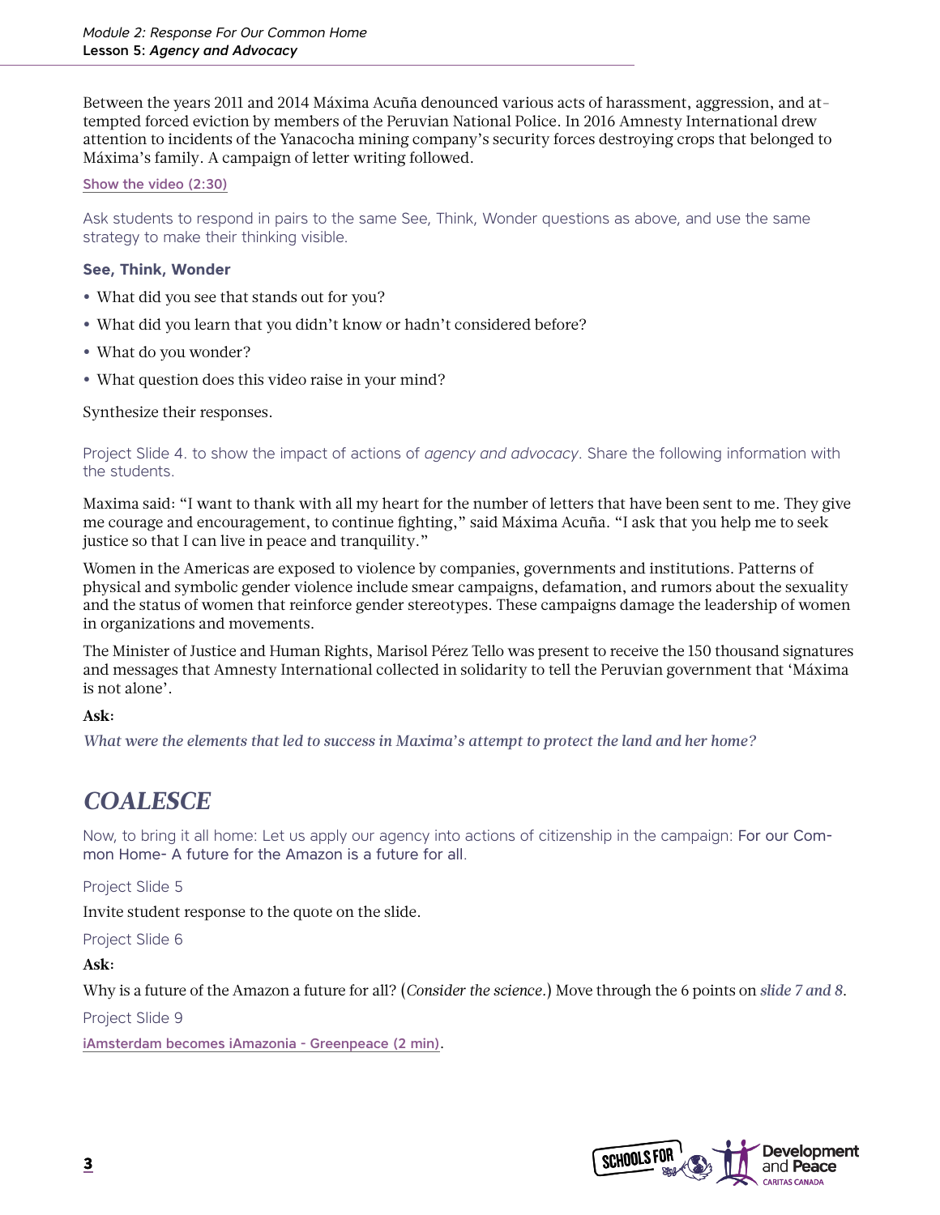Between the years 2011 and 2014 Máxima Acuña denounced various acts of harassment, aggression, and attempted forced eviction by members of the Peruvian National Police. In 2016 Amnesty International drew attention to incidents of the Yanacocha mining company's security forces destroying crops that belonged to Máxima's family. A campaign of letter writing followed.

Show the video (2:30)

Ask students to respond in pairs to the same See, Think, Wonder questions as above, and use the same strategy to make their thinking visible.

**See, Think, Wonder**

- What did you see that stands out for you?
- What did you learn that you didn't know or hadn't considered before?
- What do you wonder?
- What question does this video raise in your mind?

Synthesize their responses.

Project Slide 4. to show the impact of actions of *agency and advocacy*. Share the following information with the students.

Maxima said: "I want to thank with all my heart for the number of letters that have been sent to me. They give me courage and encouragement, to continue fighting," said Máxima Acuña. "I ask that you help me to seek justice so that I can live in peace and tranquility."

Women in the Americas are exposed to violence by companies, governments and institutions. Patterns of physical and symbolic gender violence include smear campaigns, defamation, and rumors about the sexuality and the status of women that reinforce gender stereotypes. These campaigns damage the leadership of women in organizations and movements.

The Minister of Justice and Human Rights, Marisol Pérez Tello was present to receive the 150 thousand signatures and messages that Amnesty International collected in solidarity to tell the Peruvian government that 'Máxima is not alone'.

**Ask:**

*What were the elements that led to success in Maxima's attempt to protect the land and her home?*

## *COALESCE*

Now, to bring it all home: Let us apply our agency into actions of citizenship in the campaign: For our Common Home- A future for the Amazon is a future for all.

Project Slide 5

Invite student response to the quote on the slide.

Project Slide 6

**Ask:**

Why is a future of the Amazon a future for all? (*Consider the science.*) Move through the 6 points on *slide 7 and 8*.

Project Slide 9

iAmsterdam becomes iAmazonia - Greenpeace (2 min).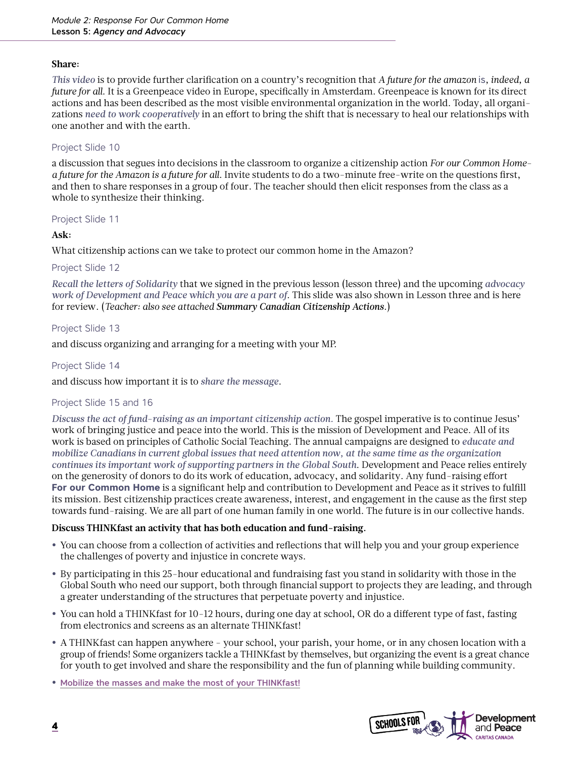**Share:**

*This video* is to provide further clarification on a country's recognition that *A future for the amazon* is, *indeed, a future for all*. It is a Greenpeace video in Europe, specifically in Amsterdam. Greenpeace is known for its direct actions and has been described as the most visible environmental organization in the world. Today, all organizations *need to work cooperatively* in an effort to bring the shift that is necessary to heal our relationships with one another and with the earth.

Project Slide 10

a discussion that segues into decisions in the classroom to organize a citizenship action *For our Common Home– a future for the Amazon is a future for all*. Invite students to do a two-minute free-write on the questions first, and then to share responses in a group of four. The teacher should then elicit responses from the class as a whole to synthesize their thinking.

Project Slide 11

**Ask:**

What citizenship actions can we take to protect our common home in the Amazon?

Project Slide 12

*Recall the letters of Solidarity* that we signed in the previous lesson (lesson three) and the upcoming *advocacy work of Development and Peace which you are a part of*. This slide was also shown in Lesson three and is here for review. (*Teacher: also see attached* ***Summary Canadian Citizenship Actions***.)

Project Slide 13

and discuss organizing and arranging for a meeting with your MP.

Project Slide 14

and discuss how important it is to *share the message*.

Project Slide 15 and 16

*Discuss the act of fund-raising as an important citizenship action*. The gospel imperative is to continue Jesus' work of bringing justice and peace into the world. This is the mission of Development and Peace. All of its work is based on principles of Catholic Social Teaching. The annual campaigns are designed to *educate and mobilize Canadians in current global issues that need attention now, at the same time as the organization continues its important work of supporting partners in the Global South*. Development and Peace relies entirely on the generosity of donors to do its work of education, advocacy, and solidarity. Any fund-raising effort **For our Common Home** is a significant help and contribution to Development and Peace as it strives to fulfill its mission. Best citizenship practices create awareness, interest, and engagement in the cause as the first step towards fund-raising. We are all part of one human family in one world. The future is in our collective hands.

**Discuss THINKfast an activity that has both education and fund-raising.**

- You can choose from a collection of activities and reflections that will help you and your group experience the challenges of poverty and injustice in concrete ways.
- By participating in this 25-hour educational and fundraising fast you stand in solidarity with those in the Global South who need our support, both through financial support to projects they are leading, and through a greater understanding of the structures that perpetuate poverty and injustice.
- You can hold a THINKfast for 10-12 hours, during one day at school, OR do a different type of fast, fasting from electronics and screens as an alternate THINKfast!
- A THINKfast can happen anywhere – your school, your parish, your home, or in any chosen location with a group of friends! Some organizers tackle a THINKfast by themselves, but organizing the event is a great chance for youth to get involved and share the responsibility and the fun of planning while building community.
- Mobilize the masses and make the most of your THINKfast!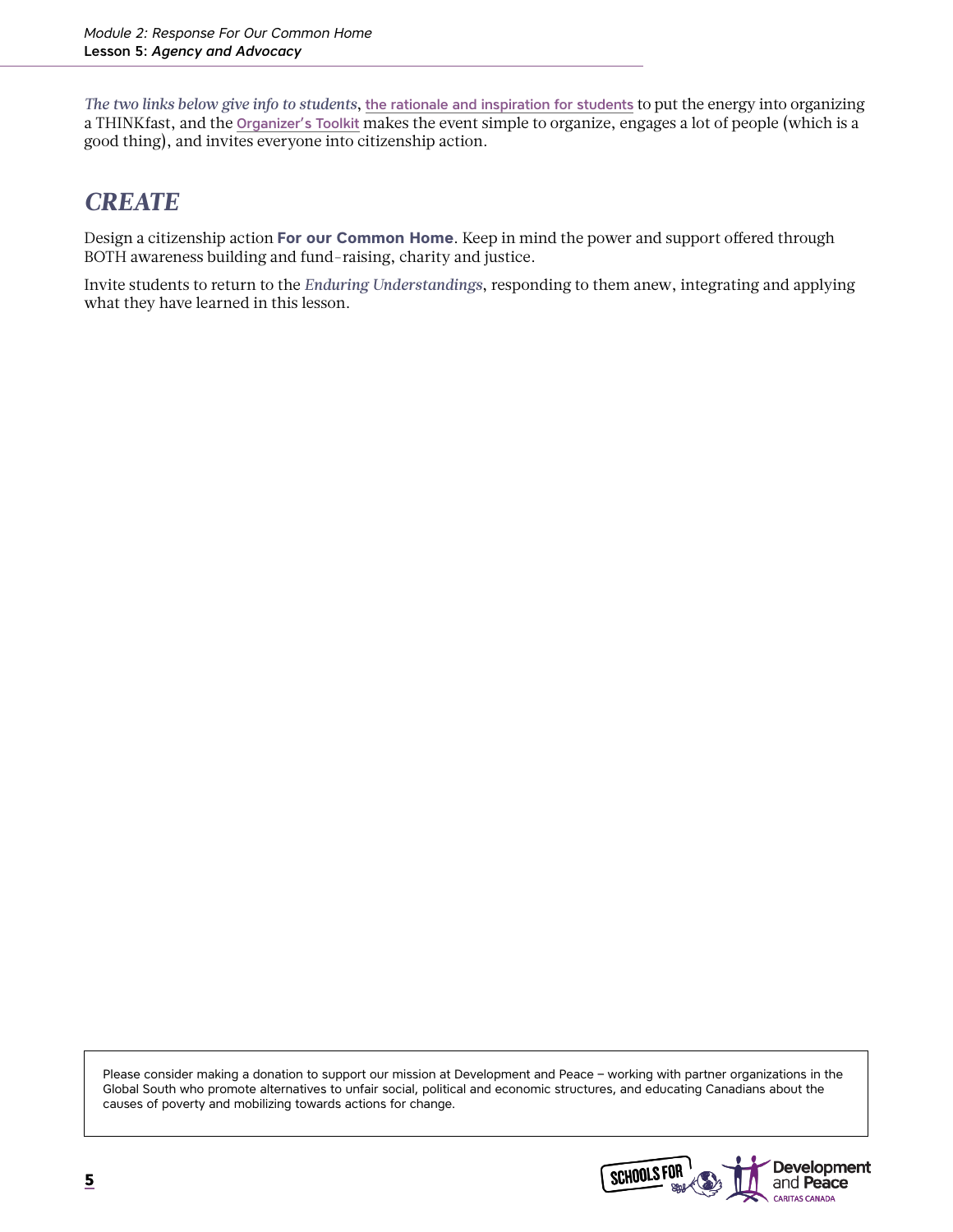*The two links below give info to students*, the rationale and inspiration for students to put the energy into organizing a THINKfast, and the Organizer's Toolkit makes the event simple to organize, engages a lot of people (which is a good thing), and invites everyone into citizenship action.

## *CREATE*

Design a citizenship action **For our Common Home**. Keep in mind the power and support offered through BOTH awareness building and fund-raising, charity and justice.

Invite students to return to the *Enduring Understandings*, responding to them anew, integrating and applying what they have learned in this lesson.

Please consider making a donation to support our mission at Development and Peace – working with partner organizations in the Global South who promote alternatives to unfair social, political and economic structures, and educating Canadians about the causes of poverty and mobilizing towards actions for change.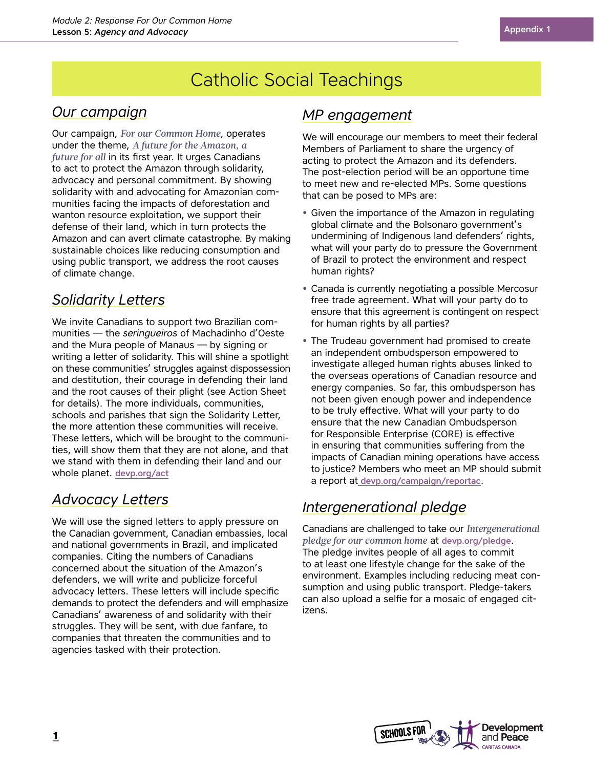# Catholic Social Teachings

## Our campaign

Our campaign, *For our Common Home*, operates under the theme, *A future for the Amazon, a future for all* in its first year. It urges Canadians to act to protect the Amazon through solidarity, advocacy and personal commitment. By showing solidarity with and advocating for Amazonian communities facing the impacts of deforestation and wanton resource exploitation, we support their defense of their land, which in turn protects the Amazon and can avert climate catastrophe. By making sustainable choices like reducing consumption and using public transport, we address the root causes of climate change.

## Solidarity Letters

We invite Canadians to support two Brazilian communities — the *seringueiros* of Machadinho d'Oeste and the Mura people of Manaus — by signing or writing a letter of solidarity. This will shine a spotlight on these communities' struggles against dispossession and destitution, their courage in defending their land and the root causes of their plight (see Action Sheet for details). The more individuals, communities, schools and parishes that sign the Solidarity Letter, the more attention these communities will receive. These letters, which will be brought to the communities, will show them that they are not alone, and that we stand with them in defending their land and our whole planet. devp.org/act

## Advocacy Letters

We will use the signed letters to apply pressure on the Canadian government, Canadian embassies, local and national governments in Brazil, and implicated companies. Citing the numbers of Canadians concerned about the situation of the Amazon's defenders, we will write and publicize forceful advocacy letters. These letters will include specific demands to protect the defenders and will emphasize Canadians' awareness of and solidarity with their struggles. They will be sent, with due fanfare, to companies that threaten the communities and to agencies tasked with their protection.

## MP engagement

We will encourage our members to meet their federal Members of Parliament to share the urgency of acting to protect the Amazon and its defenders. The post-election period will be an opportune time to meet new and re-elected MPs. Some questions that can be posed to MPs are:

- Given the importance of the Amazon in regulating global climate and the Bolsonaro government's undermining of Indigenous land defenders' rights, what will your party do to pressure the Government of Brazil to protect the environment and respect human rights?
- Canada is currently negotiating a possible Mercosur free trade agreement. What will your party do to ensure that this agreement is contingent on respect for human rights by all parties?
- The Trudeau government had promised to create an independent ombudsperson empowered to investigate alleged human rights abuses linked to the overseas operations of Canadian resource and energy companies. So far, this ombudsperson has not been given enough power and independence to be truly effective. What will your party to do ensure that the new Canadian Ombudsperson for Responsible Enterprise (CORE) is effective in ensuring that communities suffering from the impacts of Canadian mining operations have access to justice? Members who meet an MP should submit a report at devp.org/campaign/reportac.

## Intergenerational pledge

Canadians are challenged to take our *Intergenerational pledge for our common home* at devp.org/pledge. The pledge invites people of all ages to commit to at least one lifestyle change for the sake of the environment. Examples including reducing meat consumption and using public transport. Pledge-takers can also upload a selfie for a mosaic of engaged citizens.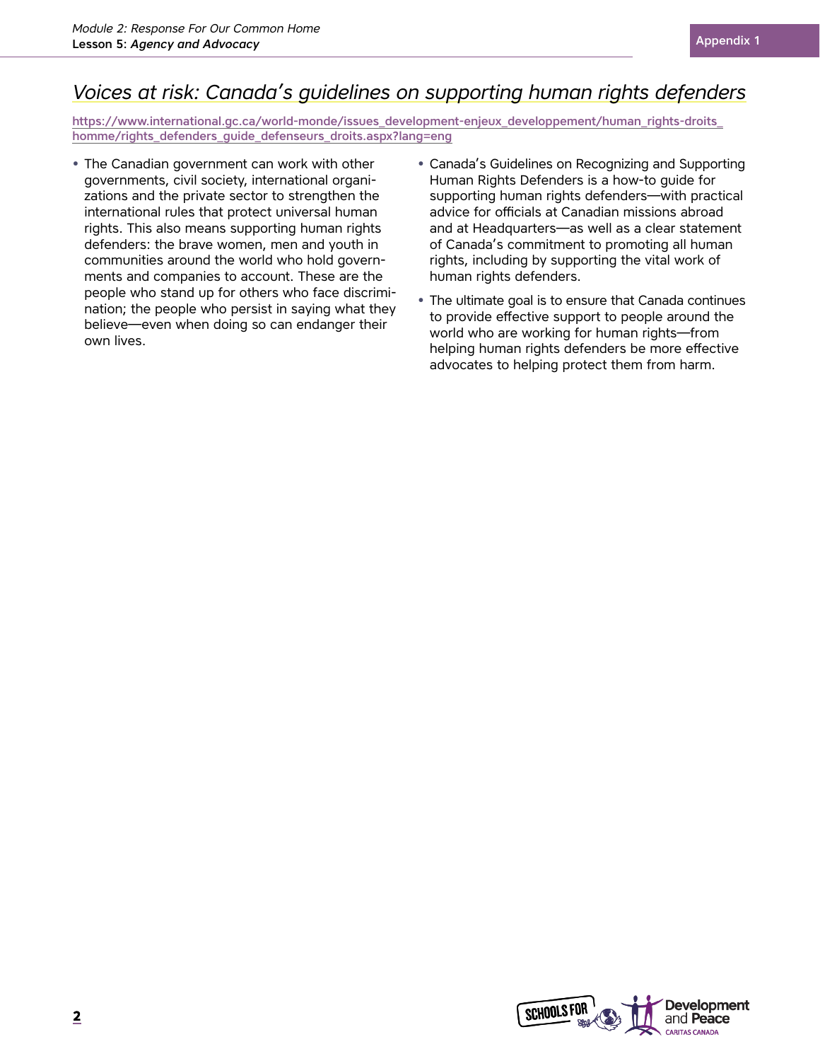# *Voices at risk: Canada's guidelines on supporting human rights defenders*

https://www.international.gc.ca/world-monde/issues_development-enjeux_developpement/human_rights-droits_homme/rights_defenders_guide_defenseurs_droits.aspx?lang=eng

- The Canadian government can work with other governments, civil society, international organizations and the private sector to strengthen the international rules that protect universal human rights. This also means supporting human rights defenders: the brave women, men and youth in communities around the world who hold governments and companies to account. These are the people who stand up for others who face discrimination; the people who persist in saying what they believe—even when doing so can endanger their own lives.
- Canada's Guidelines on Recognizing and Supporting Human Rights Defenders is a how-to guide for supporting human rights defenders—with practical advice for officials at Canadian missions abroad and at Headquarters—as well as a clear statement of Canada's commitment to promoting all human rights, including by supporting the vital work of human rights defenders.
- The ultimate goal is to ensure that Canada continues to provide effective support to people around the world who are working for human rights—from helping human rights defenders be more effective advocates to helping protect them from harm.